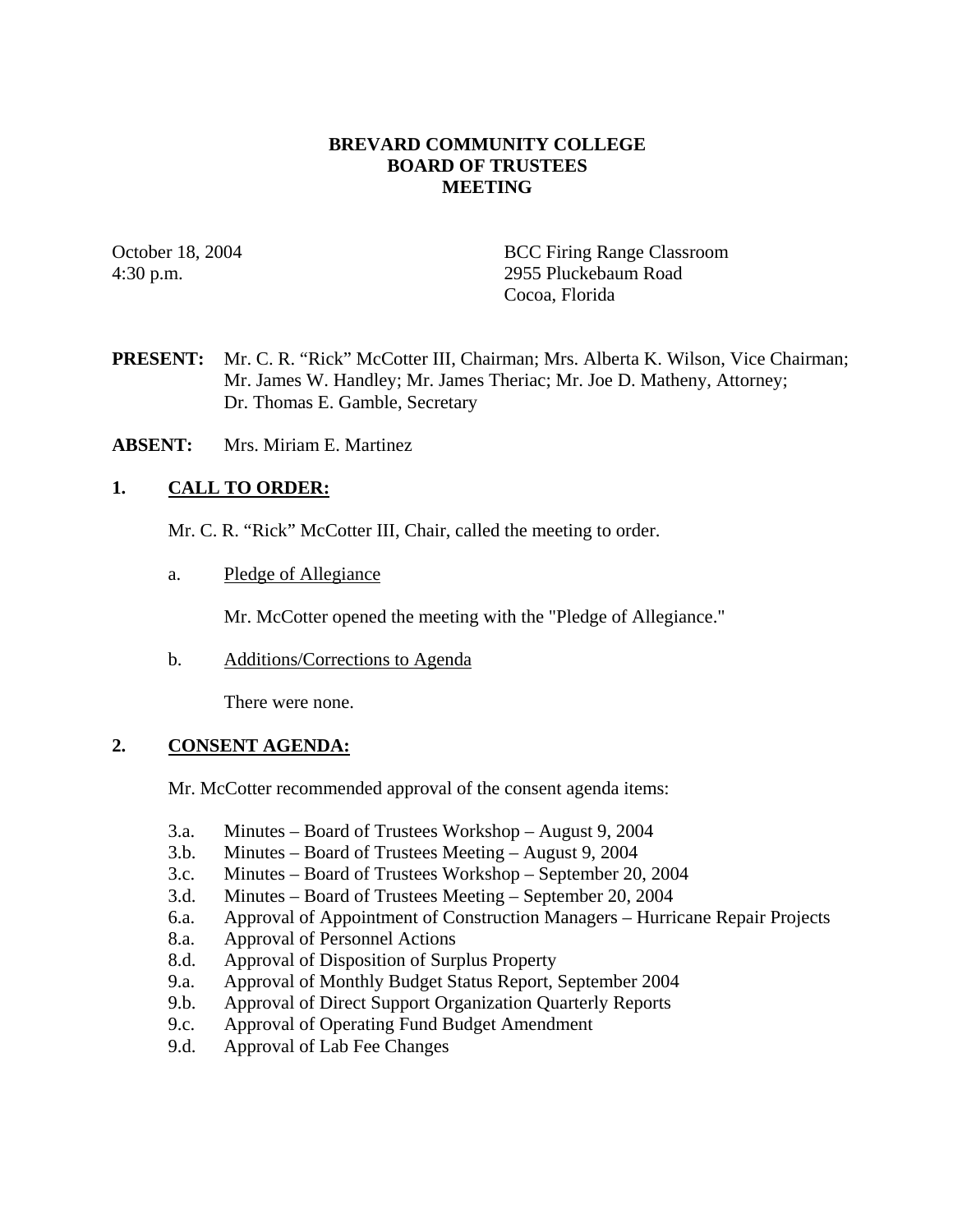# BREVARD COMMUNITY COLLEGE
# BOARD OF TRUSTEES
# MEETING

October 18, 2004
4:30 p.m.

BCC Firing Range Classroom
2955 Pluckebaum Road
Cocoa, Florida

**PRESENT:** Mr. C. R. "Rick" McCotter III, Chairman; Mrs. Alberta K. Wilson, Vice Chairman; Mr. James W. Handley; Mr. James Theriac; Mr. Joe D. Matheny, Attorney; Dr. Thomas E. Gamble, Secretary

**ABSENT:** Mrs. Miriam E. Martinez

## 1. CALL TO ORDER:

Mr. C. R. "Rick" McCotter III, Chair, called the meeting to order.

a. Pledge of Allegiance

Mr. McCotter opened the meeting with the "Pledge of Allegiance."

b. Additions/Corrections to Agenda

There were none.

## 2. CONSENT AGENDA:

Mr. McCotter recommended approval of the consent agenda items:

- 3.a. Minutes – Board of Trustees Workshop – August 9, 2004
- 3.b. Minutes – Board of Trustees Meeting – August 9, 2004
- 3.c. Minutes – Board of Trustees Workshop – September 20, 2004
- 3.d. Minutes – Board of Trustees Meeting – September 20, 2004
- 6.a. Approval of Appointment of Construction Managers – Hurricane Repair Projects
- 8.a. Approval of Personnel Actions
- 8.d. Approval of Disposition of Surplus Property
- 9.a. Approval of Monthly Budget Status Report, September 2004
- 9.b. Approval of Direct Support Organization Quarterly Reports
- 9.c. Approval of Operating Fund Budget Amendment
- 9.d. Approval of Lab Fee Changes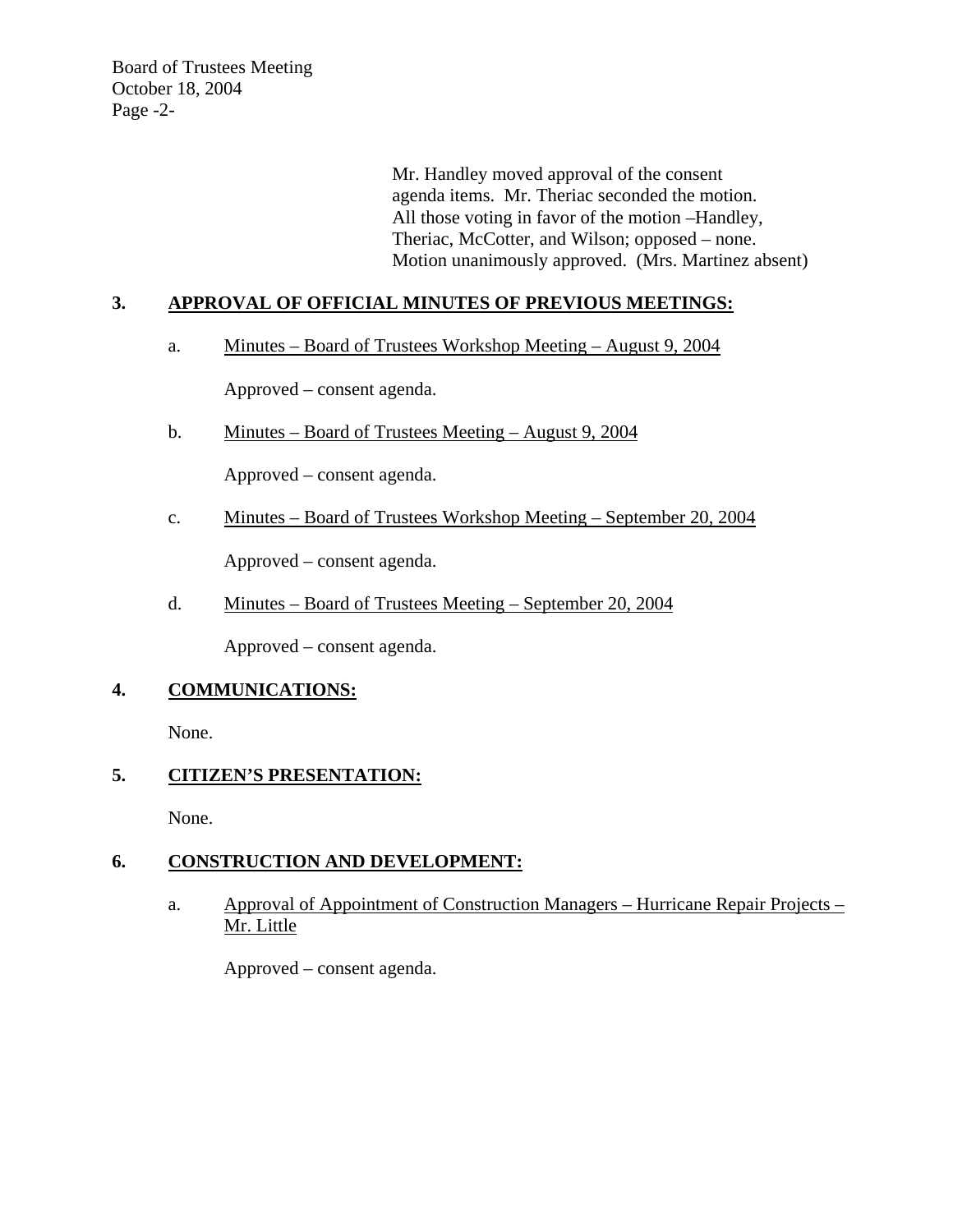Mr. Handley moved approval of the consent agenda items. Mr. Theriac seconded the motion. All those voting in favor of the motion –Handley, Theriac, McCotter, and Wilson; opposed – none. Motion unanimously approved. (Mrs. Martinez absent)

## 3. APPROVAL OF OFFICIAL MINUTES OF PREVIOUS MEETINGS:

a. Minutes – Board of Trustees Workshop Meeting – August 9, 2004

Approved – consent agenda.

b. Minutes – Board of Trustees Meeting – August 9, 2004

Approved – consent agenda.

c. Minutes – Board of Trustees Workshop Meeting – September 20, 2004

Approved – consent agenda.

d. Minutes – Board of Trustees Meeting – September 20, 2004

Approved – consent agenda.

## 4. COMMUNICATIONS:

None.

## 5. CITIZEN'S PRESENTATION:

None.

## 6. CONSTRUCTION AND DEVELOPMENT:

a. Approval of Appointment of Construction Managers – Hurricane Repair Projects – Mr. Little

Approved – consent agenda.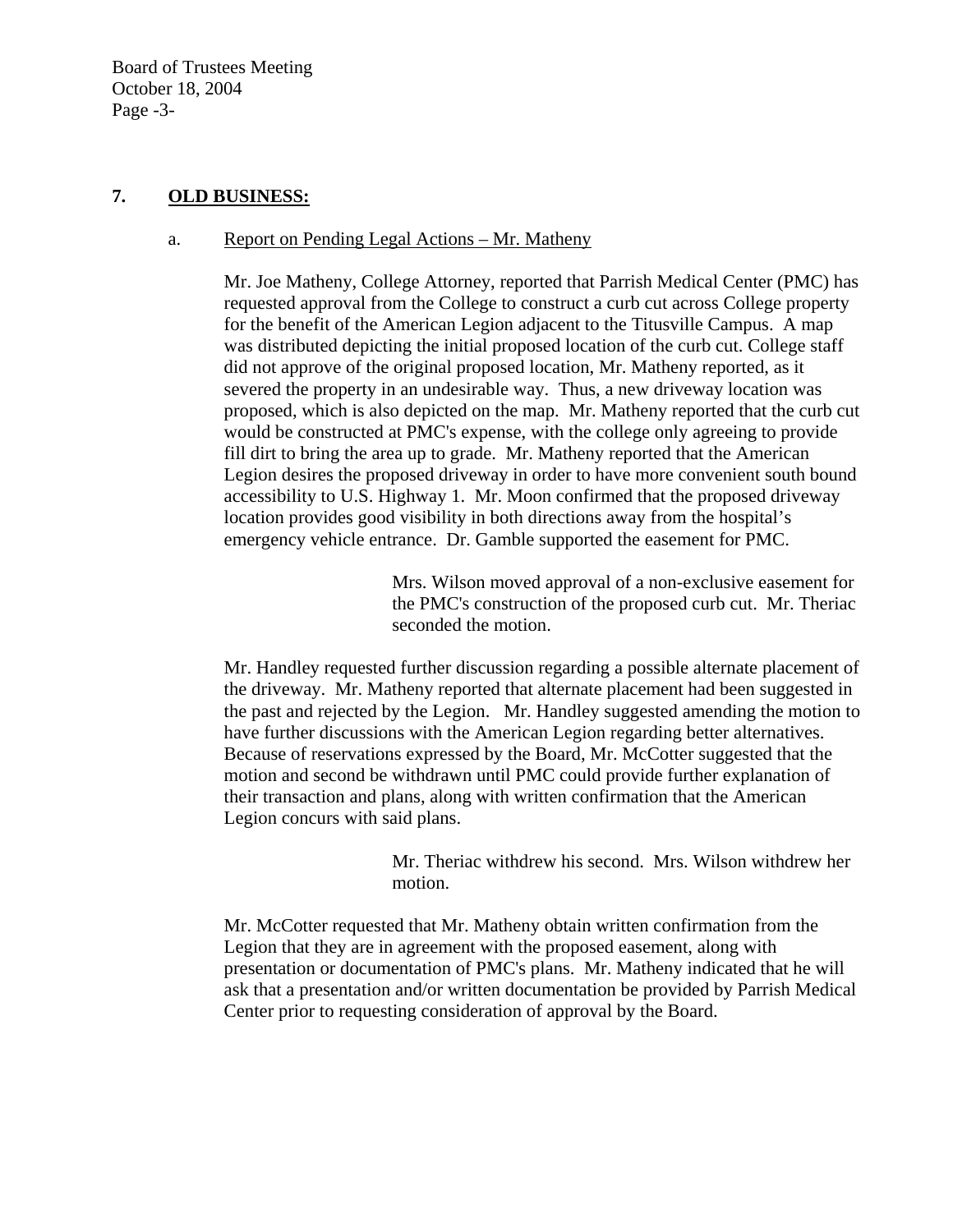## 7. OLD BUSINESS:

a. Report on Pending Legal Actions – Mr. Matheny

Mr. Joe Matheny, College Attorney, reported that Parrish Medical Center (PMC) has requested approval from the College to construct a curb cut across College property for the benefit of the American Legion adjacent to the Titusville Campus. A map was distributed depicting the initial proposed location of the curb cut. College staff did not approve of the original proposed location, Mr. Matheny reported, as it severed the property in an undesirable way. Thus, a new driveway location was proposed, which is also depicted on the map. Mr. Matheny reported that the curb cut would be constructed at PMC's expense, with the college only agreeing to provide fill dirt to bring the area up to grade. Mr. Matheny reported that the American Legion desires the proposed driveway in order to have more convenient south bound accessibility to U.S. Highway 1. Mr. Moon confirmed that the proposed driveway location provides good visibility in both directions away from the hospital's emergency vehicle entrance. Dr. Gamble supported the easement for PMC.

> Mrs. Wilson moved approval of a non-exclusive easement for the PMC's construction of the proposed curb cut. Mr. Theriac seconded the motion.

Mr. Handley requested further discussion regarding a possible alternate placement of the driveway. Mr. Matheny reported that alternate placement had been suggested in the past and rejected by the Legion. Mr. Handley suggested amending the motion to have further discussions with the American Legion regarding better alternatives. Because of reservations expressed by the Board, Mr. McCotter suggested that the motion and second be withdrawn until PMC could provide further explanation of their transaction and plans, along with written confirmation that the American Legion concurs with said plans.

> Mr. Theriac withdrew his second. Mrs. Wilson withdrew her motion.

Mr. McCotter requested that Mr. Matheny obtain written confirmation from the Legion that they are in agreement with the proposed easement, along with presentation or documentation of PMC's plans. Mr. Matheny indicated that he will ask that a presentation and/or written documentation be provided by Parrish Medical Center prior to requesting consideration of approval by the Board.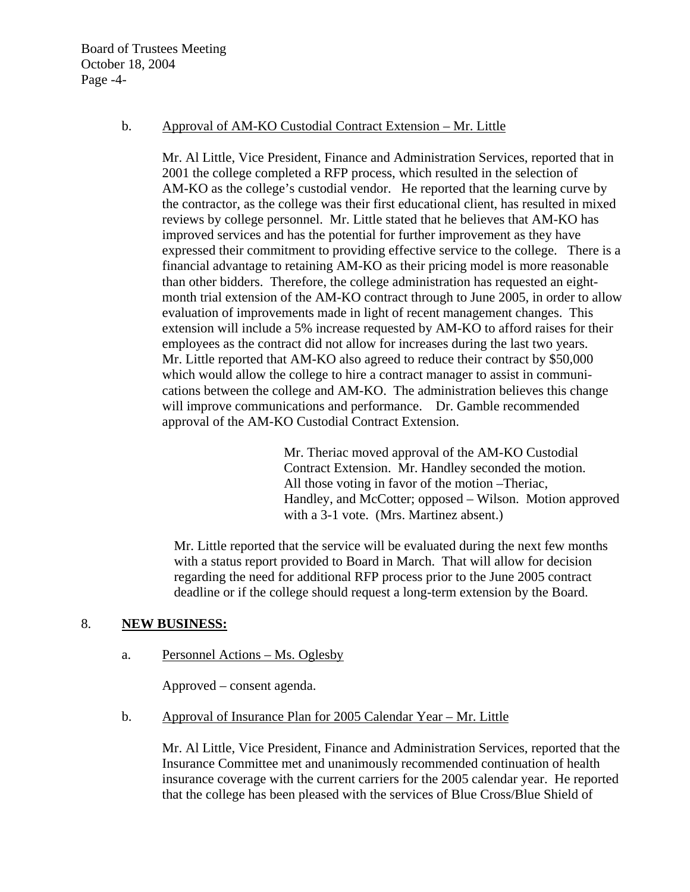b. Approval of AM-KO Custodial Contract Extension – Mr. Little

Mr. Al Little, Vice President, Finance and Administration Services, reported that in 2001 the college completed a RFP process, which resulted in the selection of AM-KO as the college's custodial vendor. He reported that the learning curve by the contractor, as the college was their first educational client, has resulted in mixed reviews by college personnel. Mr. Little stated that he believes that AM-KO has improved services and has the potential for further improvement as they have expressed their commitment to providing effective service to the college. There is a financial advantage to retaining AM-KO as their pricing model is more reasonable than other bidders. Therefore, the college administration has requested an eight-month trial extension of the AM-KO contract through to June 2005, in order to allow evaluation of improvements made in light of recent management changes. This extension will include a 5% increase requested by AM-KO to afford raises for their employees as the contract did not allow for increases during the last two years. Mr. Little reported that AM-KO also agreed to reduce their contract by $50,000 which would allow the college to hire a contract manager to assist in communications between the college and AM-KO. The administration believes this change will improve communications and performance. Dr. Gamble recommended approval of the AM-KO Custodial Contract Extension.

> Mr. Theriac moved approval of the AM-KO Custodial Contract Extension. Mr. Handley seconded the motion. All those voting in favor of the motion –Theriac, Handley, and McCotter; opposed – Wilson. Motion approved with a 3-1 vote. (Mrs. Martinez absent.)

Mr. Little reported that the service will be evaluated during the next few months with a status report provided to Board in March. That will allow for decision regarding the need for additional RFP process prior to the June 2005 contract deadline or if the college should request a long-term extension by the Board.

8. **NEW BUSINESS:**

a. Personnel Actions – Ms. Oglesby

Approved – consent agenda.

b. Approval of Insurance Plan for 2005 Calendar Year – Mr. Little

Mr. Al Little, Vice President, Finance and Administration Services, reported that the Insurance Committee met and unanimously recommended continuation of health insurance coverage with the current carriers for the 2005 calendar year. He reported that the college has been pleased with the services of Blue Cross/Blue Shield of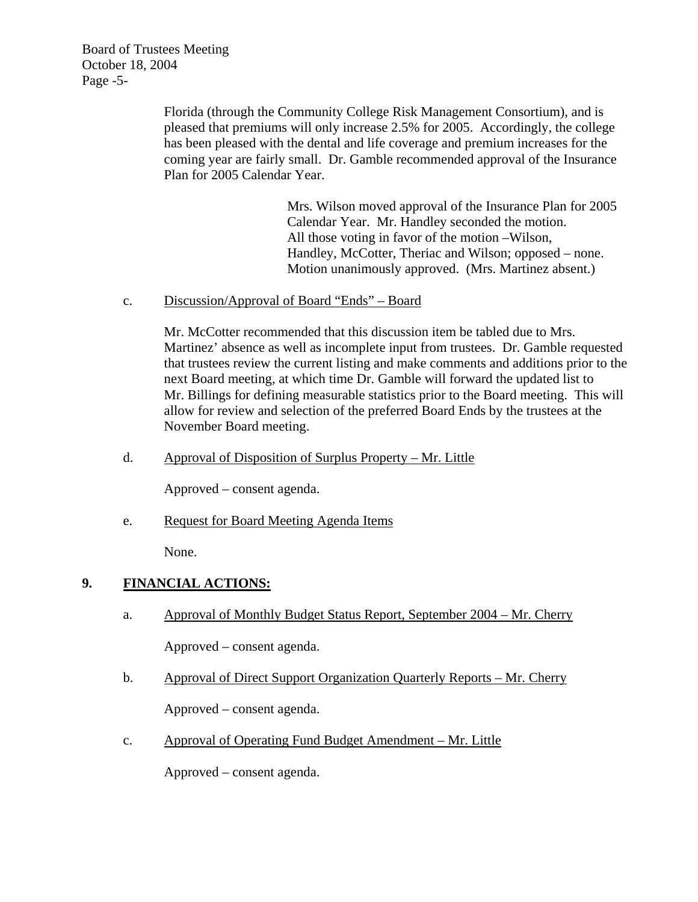Florida (through the Community College Risk Management Consortium), and is pleased that premiums will only increase 2.5% for 2005. Accordingly, the college has been pleased with the dental and life coverage and premium increases for the coming year are fairly small. Dr. Gamble recommended approval of the Insurance Plan for 2005 Calendar Year.

> Mrs. Wilson moved approval of the Insurance Plan for 2005 Calendar Year. Mr. Handley seconded the motion. All those voting in favor of the motion –Wilson, Handley, McCotter, Theriac and Wilson; opposed – none. Motion unanimously approved. (Mrs. Martinez absent.)

c. Discussion/Approval of Board "Ends" – Board

Mr. McCotter recommended that this discussion item be tabled due to Mrs. Martinez' absence as well as incomplete input from trustees. Dr. Gamble requested that trustees review the current listing and make comments and additions prior to the next Board meeting, at which time Dr. Gamble will forward the updated list to Mr. Billings for defining measurable statistics prior to the Board meeting. This will allow for review and selection of the preferred Board Ends by the trustees at the November Board meeting.

d. Approval of Disposition of Surplus Property – Mr. Little

Approved – consent agenda.

e. Request for Board Meeting Agenda Items

None.

## 9. FINANCIAL ACTIONS:

a. Approval of Monthly Budget Status Report, September 2004 – Mr. Cherry

Approved – consent agenda.

b. Approval of Direct Support Organization Quarterly Reports – Mr. Cherry

Approved – consent agenda.

c. Approval of Operating Fund Budget Amendment – Mr. Little

Approved – consent agenda.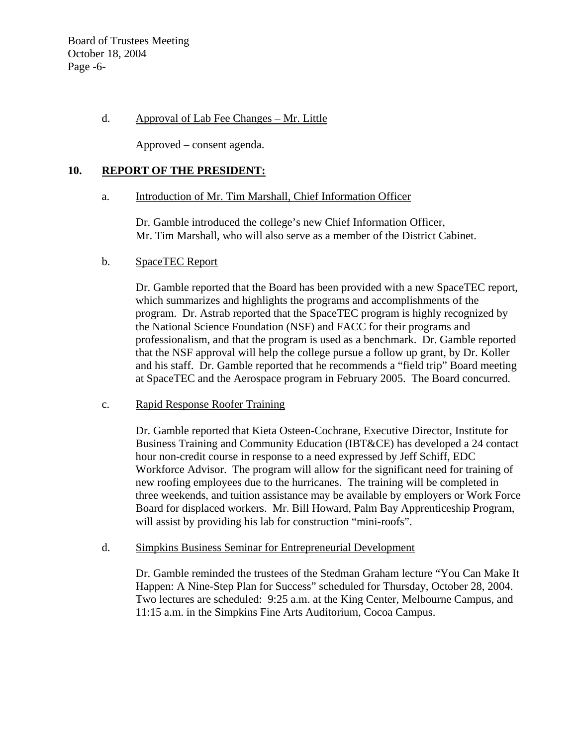d. Approval of Lab Fee Changes – Mr. Little

Approved – consent agenda.

## 10. REPORT OF THE PRESIDENT:

a. Introduction of Mr. Tim Marshall, Chief Information Officer

Dr. Gamble introduced the college's new Chief Information Officer, Mr. Tim Marshall, who will also serve as a member of the District Cabinet.

b. SpaceTEC Report

Dr. Gamble reported that the Board has been provided with a new SpaceTEC report, which summarizes and highlights the programs and accomplishments of the program. Dr. Astrab reported that the SpaceTEC program is highly recognized by the National Science Foundation (NSF) and FACC for their programs and professionalism, and that the program is used as a benchmark. Dr. Gamble reported that the NSF approval will help the college pursue a follow up grant, by Dr. Koller and his staff. Dr. Gamble reported that he recommends a "field trip" Board meeting at SpaceTEC and the Aerospace program in February 2005. The Board concurred.

c. Rapid Response Roofer Training

Dr. Gamble reported that Kieta Osteen-Cochrane, Executive Director, Institute for Business Training and Community Education (IBT&CE) has developed a 24 contact hour non-credit course in response to a need expressed by Jeff Schiff, EDC Workforce Advisor. The program will allow for the significant need for training of new roofing employees due to the hurricanes. The training will be completed in three weekends, and tuition assistance may be available by employers or Work Force Board for displaced workers. Mr. Bill Howard, Palm Bay Apprenticeship Program, will assist by providing his lab for construction "mini-roofs".

d. Simpkins Business Seminar for Entrepreneurial Development

Dr. Gamble reminded the trustees of the Stedman Graham lecture "You Can Make It Happen: A Nine-Step Plan for Success" scheduled for Thursday, October 28, 2004. Two lectures are scheduled: 9:25 a.m. at the King Center, Melbourne Campus, and 11:15 a.m. in the Simpkins Fine Arts Auditorium, Cocoa Campus.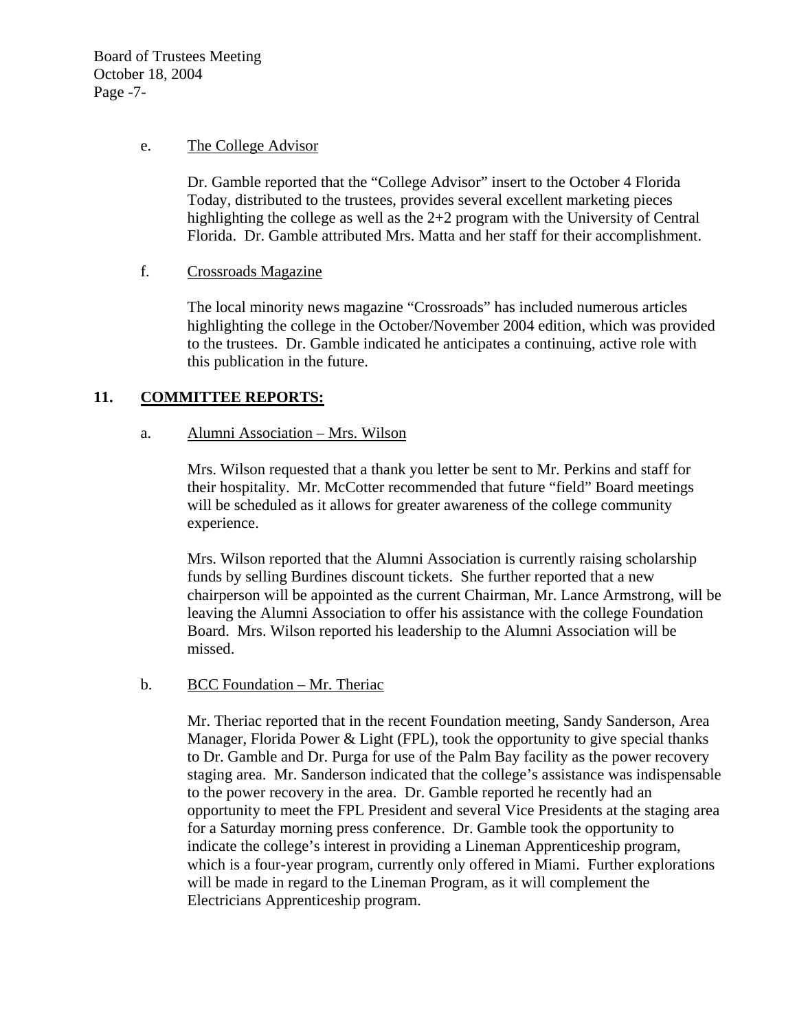e. <u>The College Advisor</u>

Dr. Gamble reported that the "College Advisor" insert to the October 4 Florida Today, distributed to the trustees, provides several excellent marketing pieces highlighting the college as well as the 2+2 program with the University of Central Florida. Dr. Gamble attributed Mrs. Matta and her staff for their accomplishment.

f. <u>Crossroads Magazine</u>

The local minority news magazine "Crossroads" has included numerous articles highlighting the college in the October/November 2004 edition, which was provided to the trustees. Dr. Gamble indicated he anticipates a continuing, active role with this publication in the future.

## 11. COMMITTEE REPORTS:

a. <u>Alumni Association – Mrs. Wilson</u>

Mrs. Wilson requested that a thank you letter be sent to Mr. Perkins and staff for their hospitality. Mr. McCotter recommended that future "field" Board meetings will be scheduled as it allows for greater awareness of the college community experience.

Mrs. Wilson reported that the Alumni Association is currently raising scholarship funds by selling Burdines discount tickets. She further reported that a new chairperson will be appointed as the current Chairman, Mr. Lance Armstrong, will be leaving the Alumni Association to offer his assistance with the college Foundation Board. Mrs. Wilson reported his leadership to the Alumni Association will be missed.

b. <u>BCC Foundation – Mr. Theriac</u>

Mr. Theriac reported that in the recent Foundation meeting, Sandy Sanderson, Area Manager, Florida Power & Light (FPL), took the opportunity to give special thanks to Dr. Gamble and Dr. Purga for use of the Palm Bay facility as the power recovery staging area. Mr. Sanderson indicated that the college's assistance was indispensable to the power recovery in the area. Dr. Gamble reported he recently had an opportunity to meet the FPL President and several Vice Presidents at the staging area for a Saturday morning press conference. Dr. Gamble took the opportunity to indicate the college's interest in providing a Lineman Apprenticeship program, which is a four-year program, currently only offered in Miami. Further explorations will be made in regard to the Lineman Program, as it will complement the Electricians Apprenticeship program.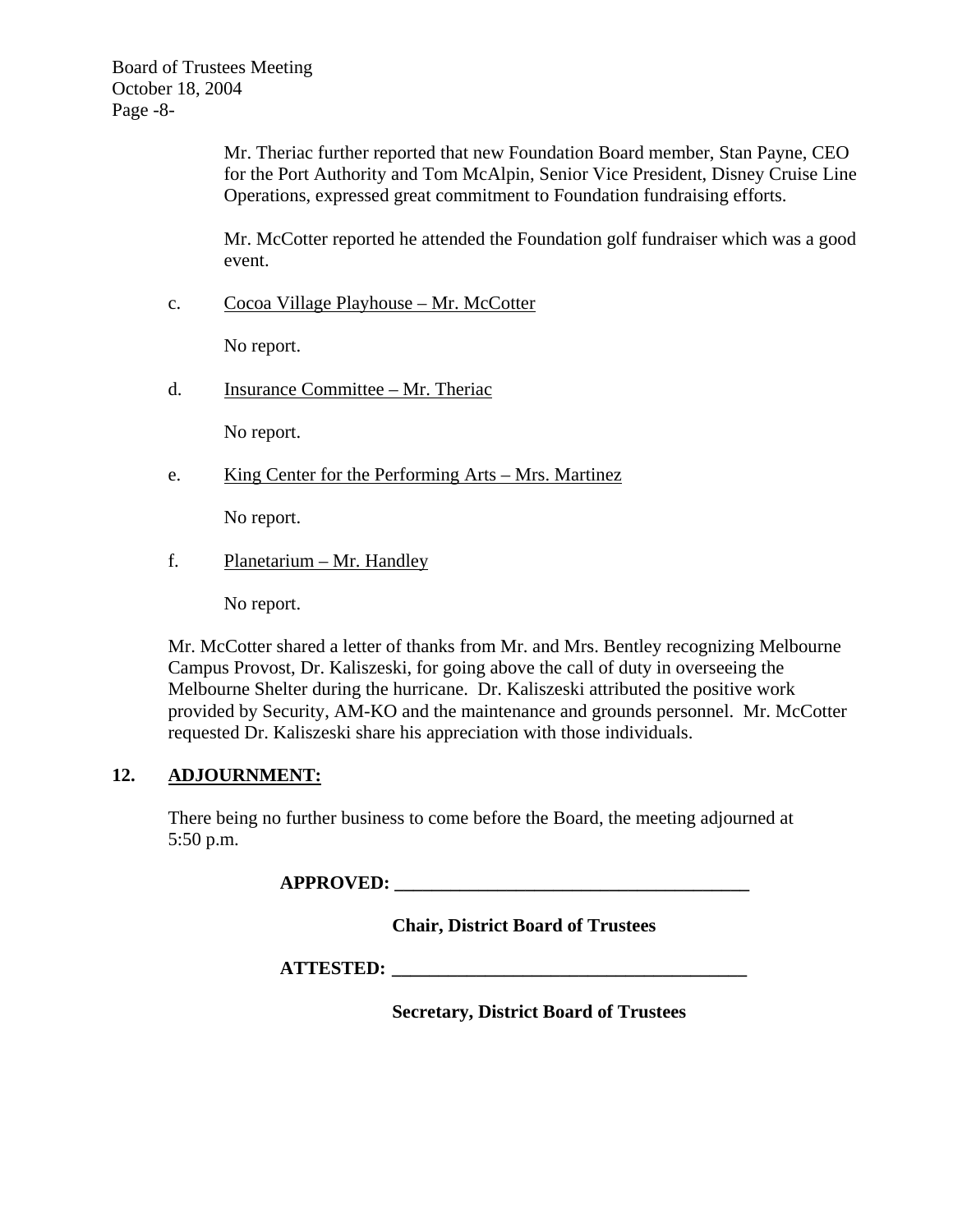Mr. Theriac further reported that new Foundation Board member, Stan Payne, CEO for the Port Authority and Tom McAlpin, Senior Vice President, Disney Cruise Line Operations, expressed great commitment to Foundation fundraising efforts.

Mr. McCotter reported he attended the Foundation golf fundraiser which was a good event.

c. Cocoa Village Playhouse – Mr. McCotter

No report.

d. Insurance Committee – Mr. Theriac

No report.

e. King Center for the Performing Arts – Mrs. Martinez

No report.

f. Planetarium – Mr. Handley

No report.

Mr. McCotter shared a letter of thanks from Mr. and Mrs. Bentley recognizing Melbourne Campus Provost, Dr. Kaliszeski, for going above the call of duty in overseeing the Melbourne Shelter during the hurricane. Dr. Kaliszeski attributed the positive work provided by Security, AM-KO and the maintenance and grounds personnel. Mr. McCotter requested Dr. Kaliszeski share his appreciation with those individuals.

## 12. ADJOURNMENT:

There being no further business to come before the Board, the meeting adjourned at 5:50 p.m.

**APPROVED: ______________________________________**

**Chair, District Board of Trustees**

**ATTESTED: ______________________________________**

**Secretary, District Board of Trustees**